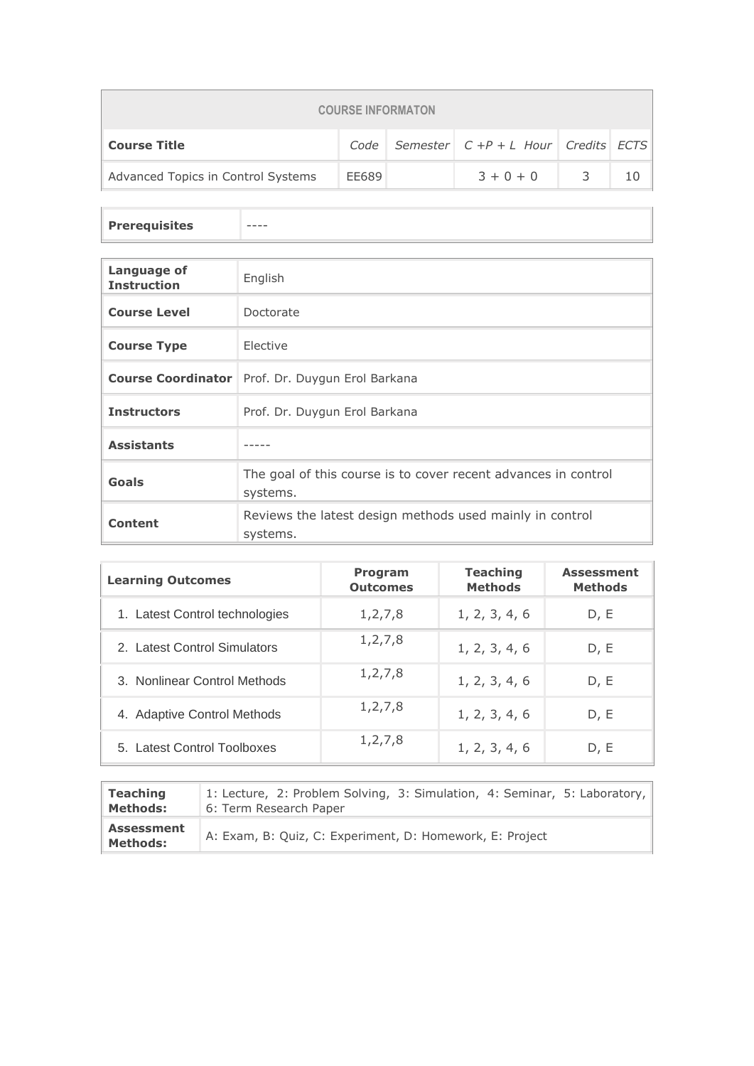| COURSE INFORMATON | | | | | |
|---|---|---|---|---|---|
| **Course Title** | *Code* | *Semester* | *C +P + L Hour* | *Credits* | *ECTS* |
| Advanced Topics in Control Systems | EE689 | | 3 + 0 + 0 | 3 | 10 |

| **Prerequisites** | ---- |
|---|---|

| | |
|---|---|
| **Language of Instruction** | English |
| **Course Level** | Doctorate |
| **Course Type** | Elective |
| **Course Coordinator** | Prof. Dr. Duygun Erol Barkana |
| **Instructors** | Prof. Dr. Duygun Erol Barkana |
| **Assistants** | ----- |
| **Goals** | The goal of this course is to cover recent advances in control systems. |
| **Content** | Reviews the latest design methods used mainly in control systems. |

| **Learning Outcomes** | **Program Outcomes** | **Teaching Methods** | **Assessment Methods** |
|---|---|---|---|
| 1. Latest Control technologies | 1,2,7,8 | 1, 2, 3, 4, 6 | D, E |
| 2. Latest Control Simulators | 1,2,7,8 | 1, 2, 3, 4, 6 | D, E |
| 3. Nonlinear Control Methods | 1,2,7,8 | 1, 2, 3, 4, 6 | D, E |
| 4. Adaptive Control Methods | 1,2,7,8 | 1, 2, 3, 4, 6 | D, E |
| 5. Latest Control Toolboxes | 1,2,7,8 | 1, 2, 3, 4, 6 | D, E |

| | |
|---|---|
| **Teaching Methods:** | 1: Lecture, 2: Problem Solving, 3: Simulation, 4: Seminar, 5: Laboratory, 6: Term Research Paper |
| **Assessment Methods:** | A: Exam, B: Quiz, C: Experiment, D: Homework, E: Project |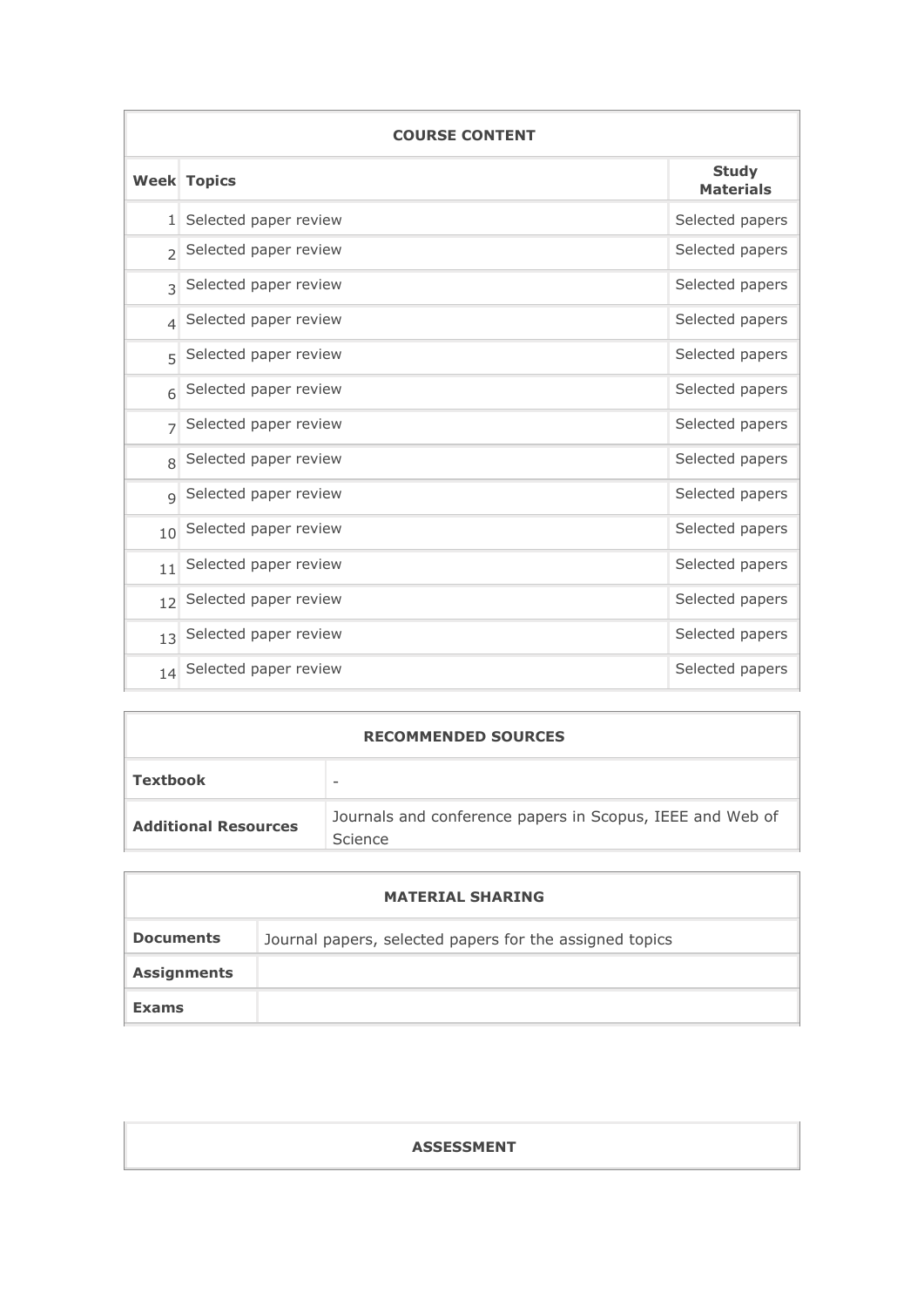| COURSE CONTENT | | |
|---|---|---|
| **Week** | **Topics** | **Study Materials** |
| 1 | Selected paper review | Selected papers |
| 2 | Selected paper review | Selected papers |
| 3 | Selected paper review | Selected papers |
| 4 | Selected paper review | Selected papers |
| 5 | Selected paper review | Selected papers |
| 6 | Selected paper review | Selected papers |
| 7 | Selected paper review | Selected papers |
| 8 | Selected paper review | Selected papers |
| 9 | Selected paper review | Selected papers |
| 10 | Selected paper review | Selected papers |
| 11 | Selected paper review | Selected papers |
| 12 | Selected paper review | Selected papers |
| 13 | Selected paper review | Selected papers |
| 14 | Selected paper review | Selected papers |

| RECOMMENDED SOURCES | |
|---|---|
| **Textbook** | - |
| **Additional Resources** | Journals and conference papers in Scopus, IEEE and Web of Science |

| MATERIAL SHARING | |
|---|---|
| **Documents** | Journal papers, selected papers for the assigned topics |
| **Assignments** | |
| **Exams** | |

**ASSESSMENT**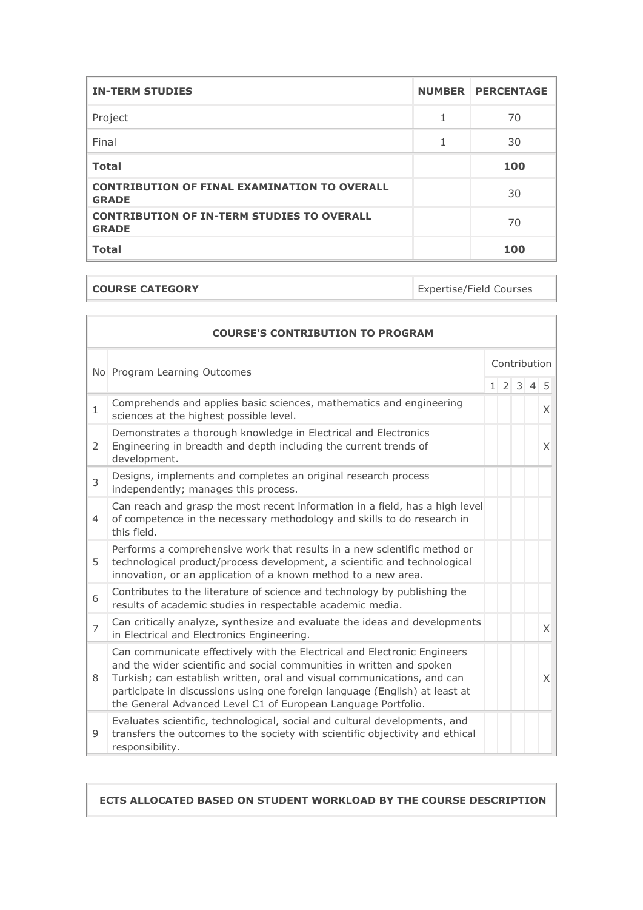| IN-TERM STUDIES | NUMBER | PERCENTAGE |
|---|---|---|
| Project | 1 | 70 |
| Final | 1 | 30 |
| **Total** | | **100** |
| **CONTRIBUTION OF FINAL EXAMINATION TO OVERALL GRADE** | | 30 |
| **CONTRIBUTION OF IN-TERM STUDIES TO OVERALL GRADE** | | 70 |
| **Total** | | **100** |

| COURSE CATEGORY | Expertise/Field Courses |
|---|---|

**COURSE'S CONTRIBUTION TO PROGRAM**

| No | Program Learning Outcomes | Contribution | | | | |
|---|---|---|---|---|---|---|
| | | 1 | 2 | 3 | 4 | 5 |
| 1 | Comprehends and applies basic sciences, mathematics and engineering sciences at the highest possible level. | | | | | X |
| 2 | Demonstrates a thorough knowledge in Electrical and Electronics Engineering in breadth and depth including the current trends of development. | | | | | X |
| 3 | Designs, implements and completes an original research process independently; manages this process. | | | | | |
| 4 | Can reach and grasp the most recent information in a field, has a high level of competence in the necessary methodology and skills to do research in this field. | | | | | |
| 5 | Performs a comprehensive work that results in a new scientific method or technological product/process development, a scientific and technological innovation, or an application of a known method to a new area. | | | | | |
| 6 | Contributes to the literature of science and technology by publishing the results of academic studies in respectable academic media. | | | | | |
| 7 | Can critically analyze, synthesize and evaluate the ideas and developments in Electrical and Electronics Engineering. | | | | | X |
| 8 | Can communicate effectively with the Electrical and Electronic Engineers and the wider scientific and social communities in written and spoken Turkish; can establish written, oral and visual communications, and can participate in discussions using one foreign language (English) at least at the General Advanced Level C1 of European Language Portfolio. | | | | | X |
| 9 | Evaluates scientific, technological, social and cultural developments, and transfers the outcomes to the society with scientific objectivity and ethical responsibility. | | | | | |

**ECTS ALLOCATED BASED ON STUDENT WORKLOAD BY THE COURSE DESCRIPTION**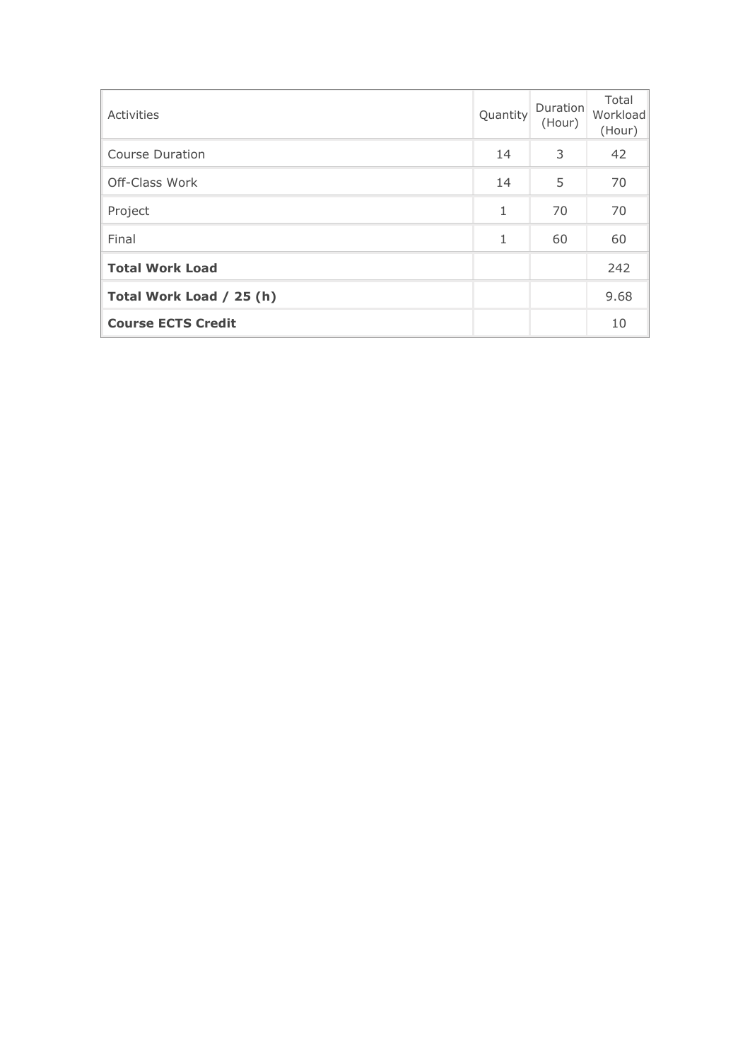| Activities | Quantity | Duration (Hour) | Total Workload (Hour) |
| --- | --- | --- | --- |
| Course Duration | 14 | 3 | 42 |
| Off-Class Work | 14 | 5 | 70 |
| Project | 1 | 70 | 70 |
| Final | 1 | 60 | 60 |
| **Total Work Load** | | | 242 |
| **Total Work Load / 25 (h)** | | | 9.68 |
| **Course ECTS Credit** | | | 10 |